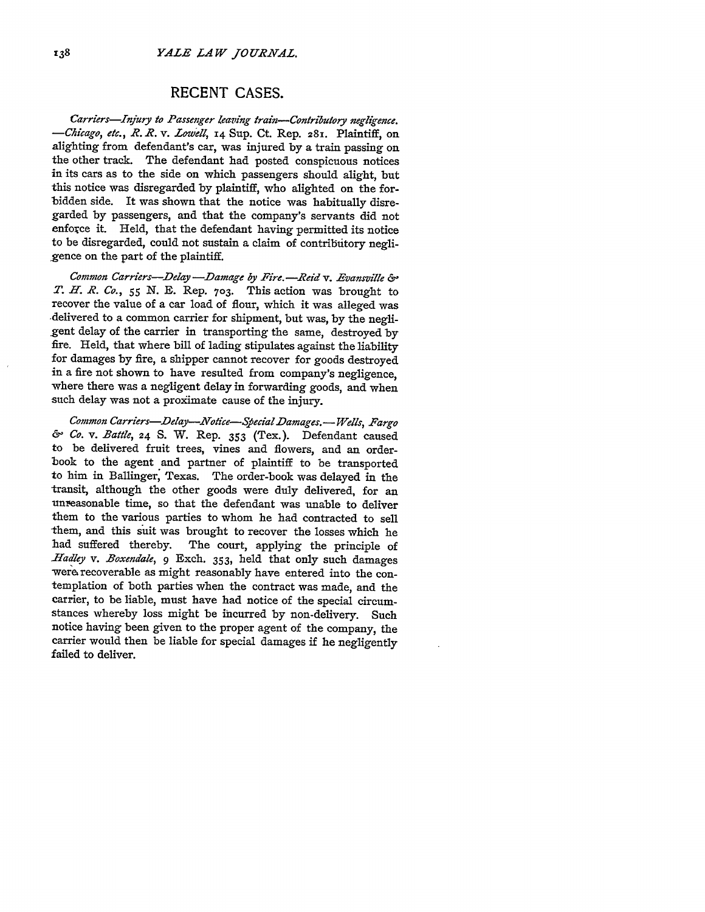## RECENT CASES.

*Carriers—Injury to Passenger leaving train—Contributory negligence.* —*Chicago, etc., R. R.* v. *Lowell*, 14 Sup. Ct. Rep. 281. Plaintiff, on alighting from defendant's car, was injured by a train passing on the other track. The defendant had posted conspicuous notices in its cars as to the side on which passengers should alight, but this notice was disregarded by plaintiff, who alighted on the forbidden side. It was shown that the notice was habitually disregarded by passengers, and that the company's servants did not enforce it. Held, that the defendant having permitted its notice to be disregarded, could not sustain a claim of contributory negligence on the part of the plaintiff.

*Common Carriers—Delay—Damage by Fire.*—*Reid* v. *Evansville & T. H. R. Co.*, 55 N. E. Rep. 703. This action was brought to recover the value of a car load of flour, which it was alleged was delivered to a common carrier for shipment, but was, by the negligent delay of the carrier in transporting the same, destroyed by fire. Held, that where bill of lading stipulates against the liability for damages by fire, a shipper cannot recover for goods destroyed in a fire not shown to have resulted from company's negligence, where there was a negligent delay in forwarding goods, and when such delay was not a proximate cause of the injury.

*Common Carriers—Delay—Notice—Special Damages.*—*Wells, Fargo & Co.* v. *Battle*, 24 S. W. Rep. 353 (Tex.). Defendant caused to be delivered fruit trees, vines and flowers, and an order-book to the agent and partner of plaintiff to be transported to him in Ballinger, Texas. The order-book was delayed in the transit, although the other goods were duly delivered, for an unreasonable time, so that the defendant was unable to deliver them to the various parties to whom he had contracted to sell them, and this suit was brought to recover the losses which he had suffered thereby. The court, applying the principle of *Hadley* v. *Boxendale*, 9 Exch. 353, held that only such damages were recoverable as might reasonably have entered into the contemplation of both parties when the contract was made, and the carrier, to be liable, must have had notice of the special circumstances whereby loss might be incurred by non-delivery. Such notice having been given to the proper agent of the company, the carrier would then be liable for special damages if he negligently failed to deliver.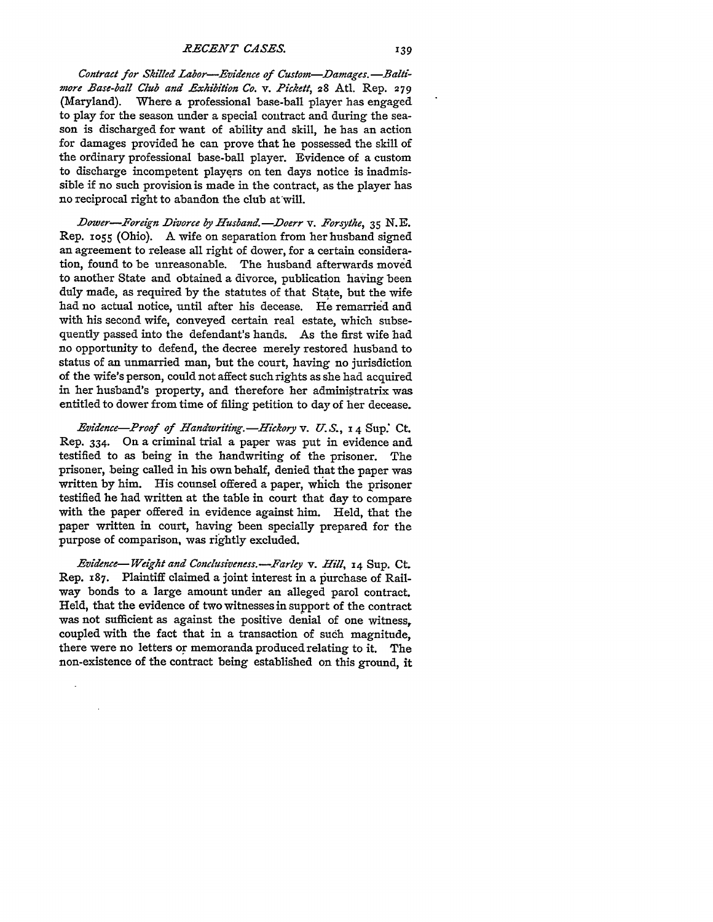*Contract for Skilled Labor—Evidence of Custom—Damages.—Baltimore Base-ball Club and Exhibition Co.* v. *Pickett*, 28 Atl. Rep. 279 (Maryland). Where a professional base-ball player has engaged to play for the season under a special contract and during the season is discharged for want of ability and skill, he has an action for damages provided he can prove that he possessed the skill of the ordinary professional base-ball player. Evidence of a custom to discharge incompetent players on ten days notice is inadmissible if no such provision is made in the contract, as the player has no reciprocal right to abandon the club at will.

*Dower—Foreign Divorce by Husband.—Doerr* v. *Forsythe*, 35 N.E. Rep. 1055 (Ohio). A wife on separation from her husband signed an agreement to release all right of dower, for a certain consideration, found to be unreasonable. The husband afterwards moved to another State and obtained a divorce, publication having been duly made, as required by the statutes of that State, but the wife had no actual notice, until after his decease. He remarried and with his second wife, conveyed certain real estate, which subsequently passed into the defendant's hands. As the first wife had no opportunity to defend, the decree merely restored husband to status of an unmarried man, but the court, having no jurisdiction of the wife's person, could not affect such rights as she had acquired in her husband's property, and therefore her administratrix was entitled to dower from time of filing petition to day of her decease.

*Evidence—Proof of Handwriting.—Hickory* v. *U.S.*, 14 Sup. Ct. Rep. 334. On a criminal trial a paper was put in evidence and testified to as being in the handwriting of the prisoner. The prisoner, being called in his own behalf, denied that the paper was written by him. His counsel offered a paper, which the prisoner testified he had written at the table in court that day to compare with the paper offered in evidence against him. Held, that the paper written in court, having been specially prepared for the purpose of comparison, was rightly excluded.

*Evidence—Weight and Conclusiveness.—Farley* v. *Hill*, 14 Sup. Ct. Rep. 187. Plaintiff claimed a joint interest in a purchase of Railway bonds to a large amount under an alleged parol contract. Held, that the evidence of two witnesses in support of the contract was not sufficient as against the positive denial of one witness, coupled with the fact that in a transaction of such magnitude, there were no letters or memoranda produced relating to it. The non-existence of the contract being established on this ground, it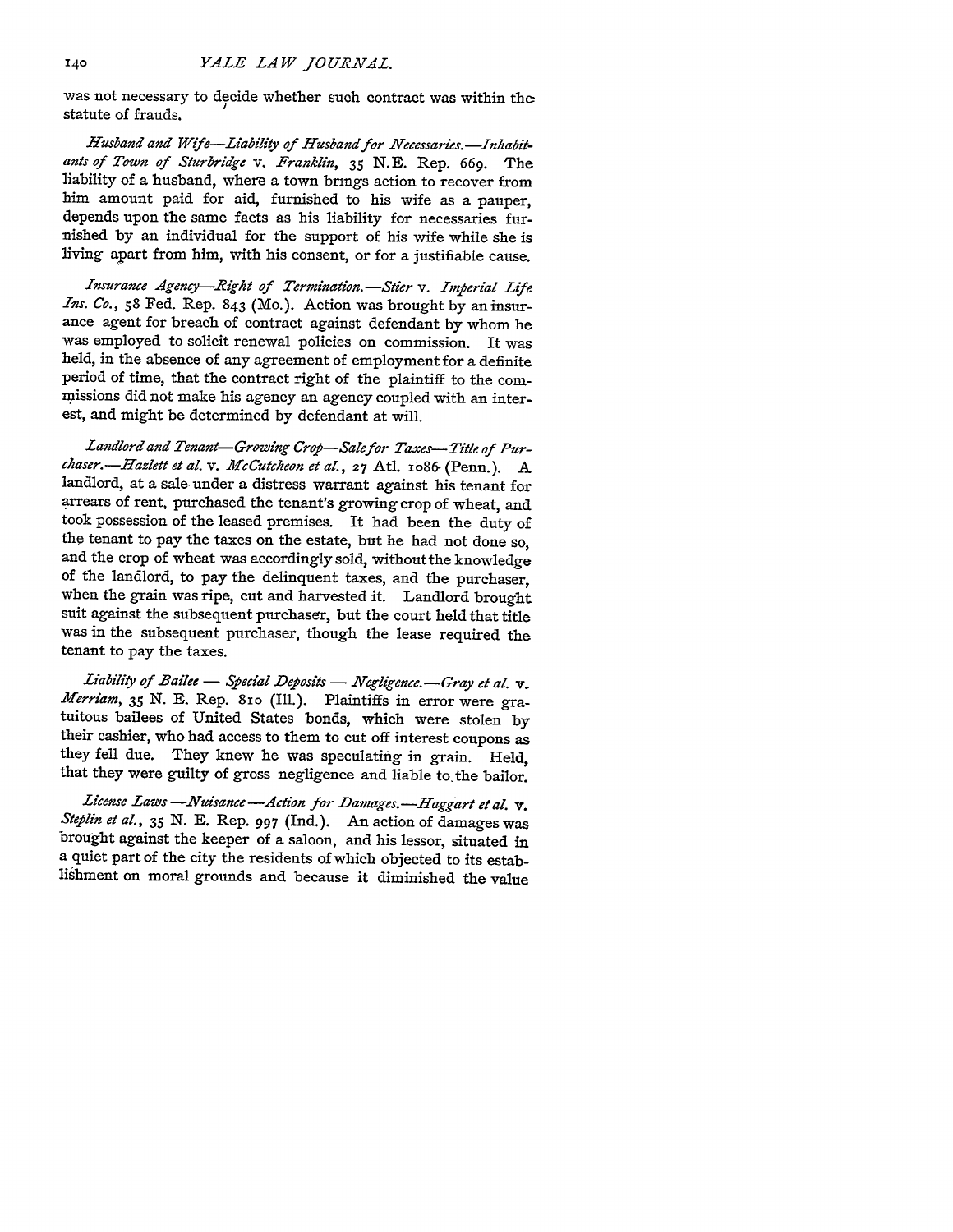was not necessary to decide whether such contract was within the statute of frauds.

*Husband and Wife—Liability of Husband for Necessaries.—Inhabitants of Town of Sturbridge* v. *Franklin*, 35 N.E. Rep. 669. The liability of a husband, where a town brings action to recover from him amount paid for aid, furnished to his wife as a pauper, depends upon the same facts as his liability for necessaries furnished by an individual for the support of his wife while she is living apart from him, with his consent, or for a justifiable cause.

*Insurance Agency—Right of Termination.—Stier* v. *Imperial Life Ins. Co.*, 58 Fed. Rep. 843 (Mo.). Action was brought by an insurance agent for breach of contract against defendant by whom he was employed to solicit renewal policies on commission. It was held, in the absence of any agreement of employment for a definite period of time, that the contract right of the plaintiff to the commissions did not make his agency an agency coupled with an interest, and might be determined by defendant at will.

*Landlord and Tenant—Growing Crop—Sale for Taxes—Title of Purchaser.—Hazlett et al.* v. *McCutcheon et al.*, 27 Atl. 1086 (Penn.). A landlord, at a sale under a distress warrant against his tenant for arrears of rent, purchased the tenant's growing crop of wheat, and took possession of the leased premises. It had been the duty of the tenant to pay the taxes on the estate, but he had not done so, and the crop of wheat was accordingly sold, without the knowledge of the landlord, to pay the delinquent taxes, and the purchaser, when the grain was ripe, cut and harvested it. Landlord brought suit against the subsequent purchaser, but the court held that title was in the subsequent purchaser, though the lease required the tenant to pay the taxes.

*Liability of Bailee — Special Deposits — Negligence.—Gray et al.* v. *Merriam*, 35 N. E. Rep. 810 (Ill.). Plaintiffs in error were gratuitous bailees of United States bonds, which were stolen by their cashier, who had access to them to cut off interest coupons as they fell due. They knew he was speculating in grain. Held, that they were guilty of gross negligence and liable to the bailor.

*License Laws—Nuisance—Action for Damages.—Haggart et al.* v. *Steplin et al.*, 35 N. E. Rep. 997 (Ind.). An action of damages was brought against the keeper of a saloon, and his lessor, situated in a quiet part of the city the residents of which objected to its establishment on moral grounds and because it diminished the value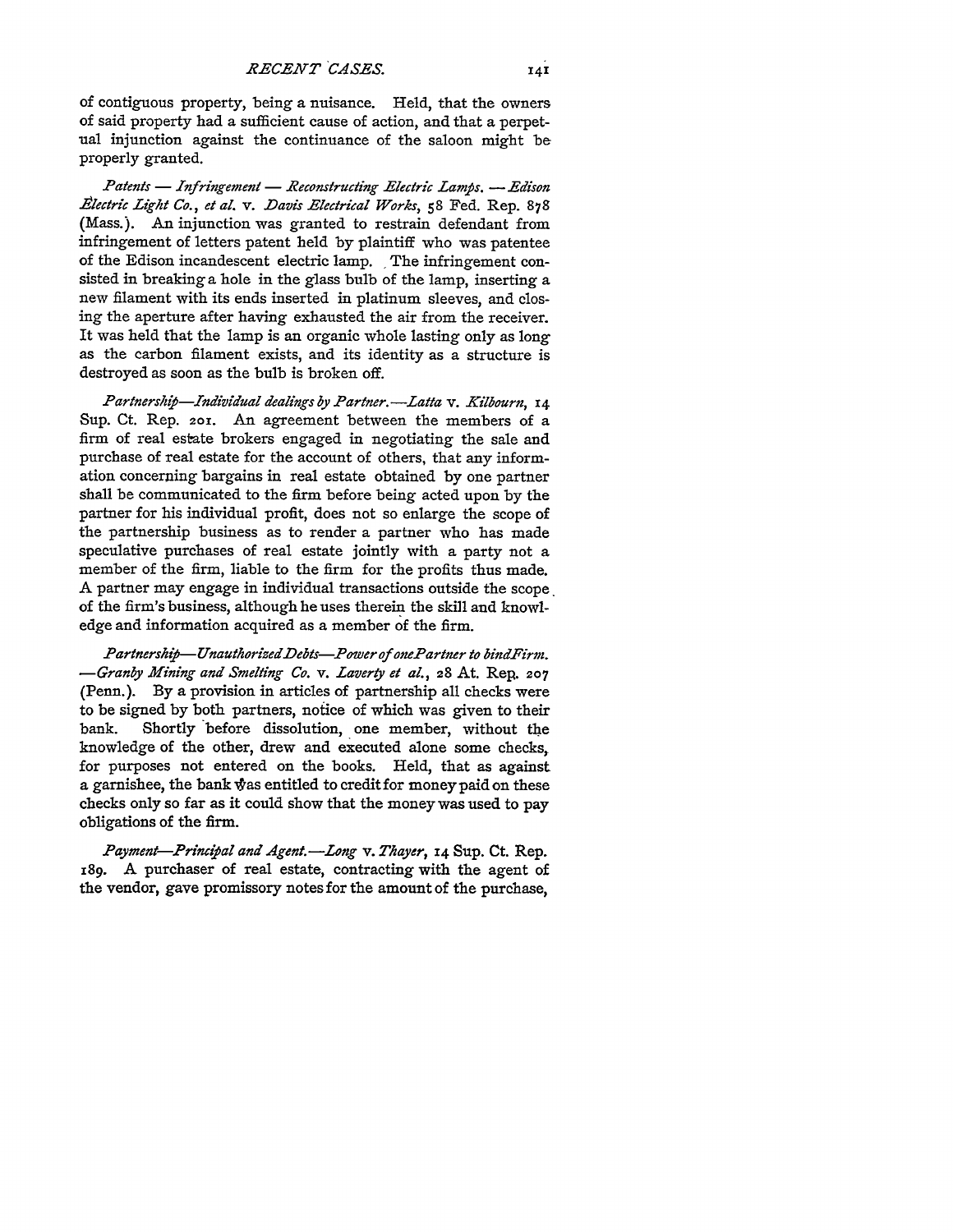of contiguous property, being a nuisance. Held, that the owners of said property had a sufficient cause of action, and that a perpetual injunction against the continuance of the saloon might be properly granted.

*Patents — Infringement — Reconstructing Electric Lamps. — Edison Electric Light Co., et al.* v. *Davis Electrical Works*, 58 Fed. Rep. 878 (Mass.). An injunction was granted to restrain defendant from infringement of letters patent held by plaintiff who was patentee of the Edison incandescent electric lamp. The infringement consisted in breaking a hole in the glass bulb of the lamp, inserting a new filament with its ends inserted in platinum sleeves, and closing the aperture after having exhausted the air from the receiver. It was held that the lamp is an organic whole lasting only as long as the carbon filament exists, and its identity as a structure is destroyed as soon as the bulb is broken off.

*Partnership—Individual dealings by Partner.—Latta* v. *Kilbourn*, 14 Sup. Ct. Rep. 201. An agreement between the members of a firm of real estate brokers engaged in negotiating the sale and purchase of real estate for the account of others, that any information concerning bargains in real estate obtained by one partner shall be communicated to the firm before being acted upon by the partner for his individual profit, does not so enlarge the scope of the partnership business as to render a partner who has made speculative purchases of real estate jointly with a party not a member of the firm, liable to the firm for the profits thus made. A partner may engage in individual transactions outside the scope of the firm's business, although he uses therein the skill and knowledge and information acquired as a member of the firm.

*Partnership—Unauthorized Debts—Power of one Partner to bind Firm. —Granby Mining and Smelting Co.* v. *Laverty et al.*, 28 At. Rep. 207 (Penn.). By a provision in articles of partnership all checks were to be signed by both partners, notice of which was given to their bank. Shortly before dissolution, one member, without the knowledge of the other, drew and executed alone some checks, for purposes not entered on the books. Held, that as against a garnishee, the bank was entitled to credit for money paid on these checks only so far as it could show that the money was used to pay obligations of the firm.

*Payment—Principal and Agent.—Long* v. *Thayer*, 14 Sup. Ct. Rep. 189. A purchaser of real estate, contracting with the agent of the vendor, gave promissory notes for the amount of the purchase,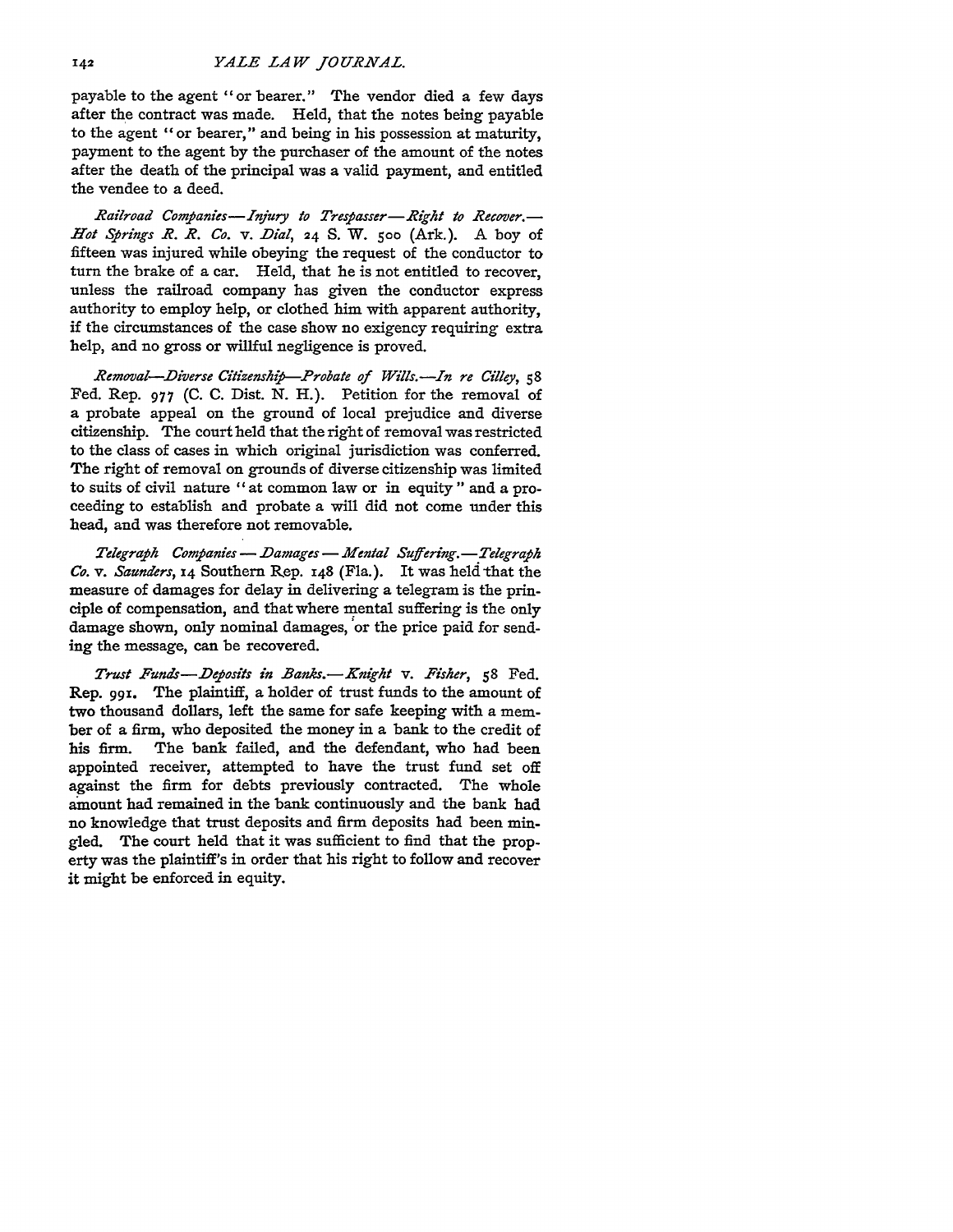payable to the agent "or bearer." The vendor died a few days after the contract was made. Held, that the notes being payable to the agent "or bearer," and being in his possession at maturity, payment to the agent by the purchaser of the amount of the notes after the death of the principal was a valid payment, and entitled the vendee to a deed.

*Railroad Companies—Injury to Trespasser—Right to Recover.—Hot Springs R. R. Co. v. Dial*, 24 S. W. 500 (Ark.). A boy of fifteen was injured while obeying the request of the conductor to turn the brake of a car. Held, that he is not entitled to recover, unless the railroad company has given the conductor express authority to employ help, or clothed him with apparent authority, if the circumstances of the case show no exigency requiring extra help, and no gross or willful negligence is proved.

*Removal—Diverse Citizenship—Probate of Wills.—In re Cilley*, 58 Fed. Rep. 977 (C. C. Dist. N. H.). Petition for the removal of a probate appeal on the ground of local prejudice and diverse citizenship. The court held that the right of removal was restricted to the class of cases in which original jurisdiction was conferred. The right of removal on grounds of diverse citizenship was limited to suits of civil nature "at common law or in equity" and a proceeding to establish and probate a will did not come under this head, and was therefore not removable.

*Telegraph Companies — Damages — Mental Suffering.—Telegraph Co. v. Saunders*, 14 Southern Rep. 148 (Fla.). It was held that the measure of damages for delay in delivering a telegram is the principle of compensation, and that where mental suffering is the only damage shown, only nominal damages, or the price paid for sending the message, can be recovered.

*Trust Funds—Deposits in Banks.—Knight v. Fisher*, 58 Fed. Rep. 991. The plaintiff, a holder of trust funds to the amount of two thousand dollars, left the same for safe keeping with a member of a firm, who deposited the money in a bank to the credit of his firm. The bank failed, and the defendant, who had been appointed receiver, attempted to have the trust fund set off against the firm for debts previously contracted. The whole amount had remained in the bank continuously and the bank had no knowledge that trust deposits and firm deposits had been mingled. The court held that it was sufficient to find that the property was the plaintiff's in order that his right to follow and recover it might be enforced in equity.